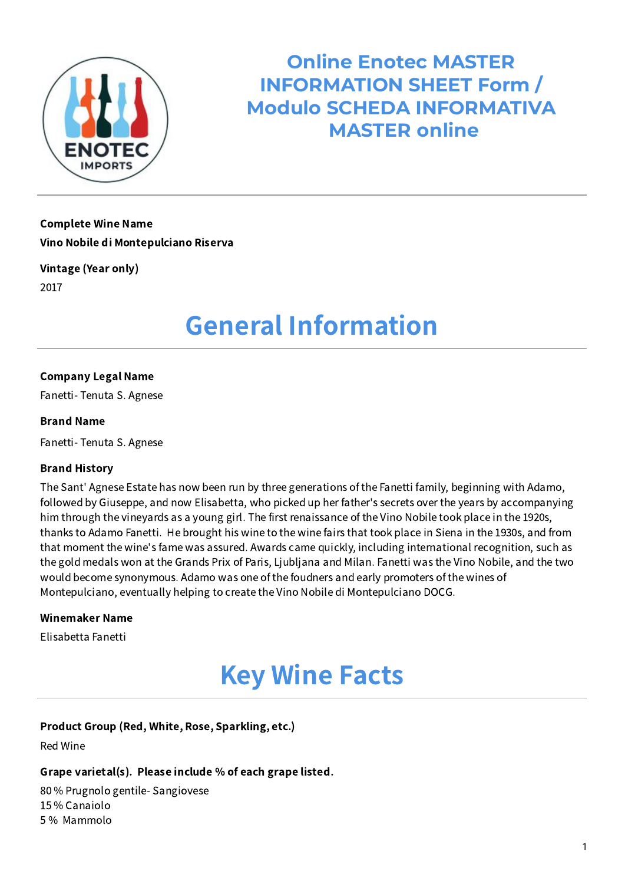# Online Enotec MASTER INFORMATION SHEET Form / Modulo SCHEDA INFORMATIVA MASTER online

**Complete Wine Name**

**Vino Nobile di Montepulciano Riserva**

**Vintage (Year only)**

2017

## General Information

**Company Legal Name**

Fanetti- Tenuta S. Agnese

**Brand Name**

Fanetti- Tenuta S. Agnese

**Brand History**

The Sant' Agnese Estate has now been run by three generations of the Fanetti family, beginning with Adamo, followed by Giuseppe, and now Elisabetta, who picked up her father's secrets over the years by accompanying him through the vineyards as a young girl. The first renaissance of the Vino Nobile took place in the 1920s, thanks to Adamo Fanetti. He brought his wine to the wine fairs that took place in Siena in the 1930s, and from that moment the wine's fame was assured. Awards came quickly, including international recognition, such as the gold medals won at the Grands Prix of Paris, Ljubljana and Milan. Fanetti was the Vino Nobile, and the two would become synonymous. Adamo was one of the foudners and early promoters of the wines of Montepulciano, eventually helping to create the Vino Nobile di Montepulciano DOCG.

**Winemaker Name**

Elisabetta Fanetti

## Key Wine Facts

**Product Group (Red, White, Rose, Sparkling, etc.)**

Red Wine

**Grape varietal(s). Please include % of each grape listed.**

80 % Prugnolo gentile- Sangiovese
15 % Canaiolo
5 % Mammolo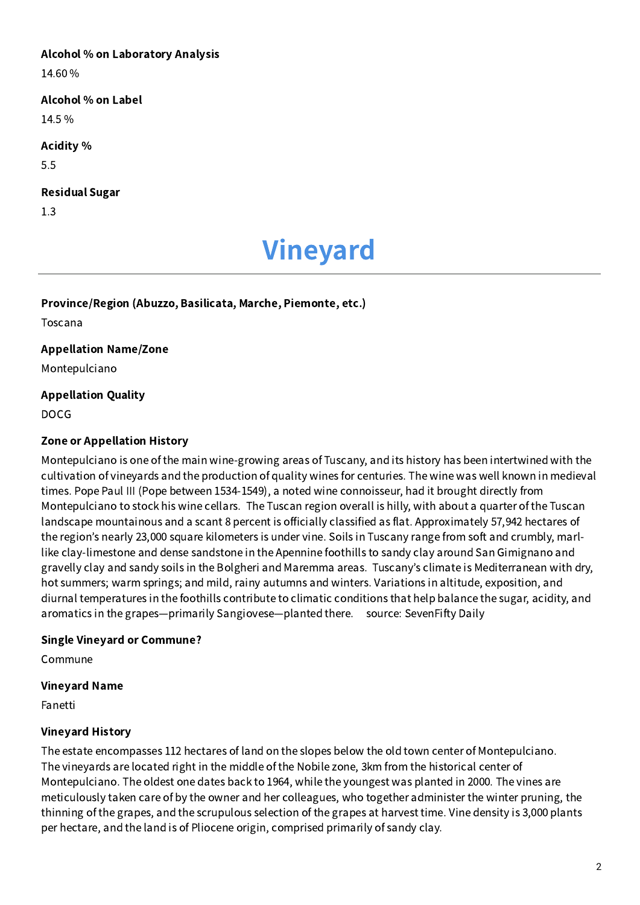**Alcohol % on Laboratory Analysis**

14.60 %

**Alcohol % on Label**

14.5 %

**Acidity %**

5.5

**Residual Sugar**

1.3

# Vineyard

**Province/Region (Abuzzo, Basilicata, Marche, Piemonte, etc.)**

Toscana

**Appellation Name/Zone**

Montepulciano

**Appellation Quality**

DOCG

**Zone or Appellation History**

Montepulciano is one of the main wine-growing areas of Tuscany, and its history has been intertwined with the cultivation of vineyards and the production of quality wines for centuries. The wine was well known in medieval times. Pope Paul III (Pope between 1534-1549), a noted wine connoisseur, had it brought directly from Montepulciano to stock his wine cellars. The Tuscan region overall is hilly, with about a quarter of the Tuscan landscape mountainous and a scant 8 percent is officially classified as flat. Approximately 57,942 hectares of the region's nearly 23,000 square kilometers is under vine. Soils in Tuscany range from soft and crumbly, marl-like clay-limestone and dense sandstone in the Apennine foothills to sandy clay around San Gimignano and gravelly clay and sandy soils in the Bolgheri and Maremma areas. Tuscany's climate is Mediterranean with dry, hot summers; warm springs; and mild, rainy autumns and winters. Variations in altitude, exposition, and diurnal temperatures in the foothills contribute to climatic conditions that help balance the sugar, acidity, and aromatics in the grapes—primarily Sangiovese—planted there. source: SevenFifty Daily

**Single Vineyard or Commune?**

Commune

**Vineyard Name**

Fanetti

**Vineyard History**

The estate encompasses 112 hectares of land on the slopes below the old town center of Montepulciano. The vineyards are located right in the middle of the Nobile zone, 3km from the historical center of Montepulciano. The oldest one dates back to 1964, while the youngest was planted in 2000. The vines are meticulously taken care of by the owner and her colleagues, who together administer the winter pruning, the thinning of the grapes, and the scrupulous selection of the grapes at harvest time. Vine density is 3,000 plants per hectare, and the land is of Pliocene origin, comprised primarily of sandy clay.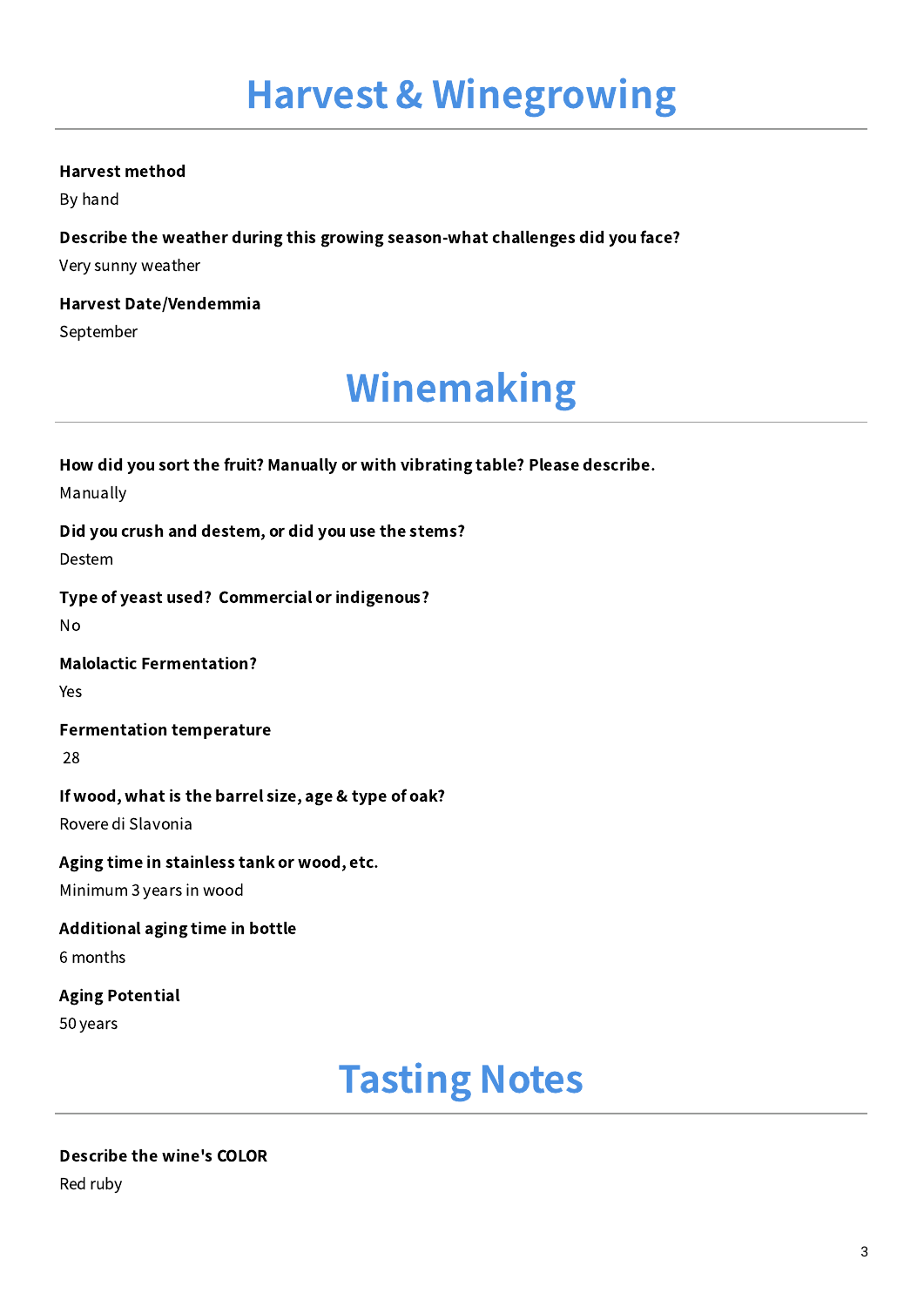# Harvest & Winegrowing

**Harvest method**

By hand

**Describe the weather during this growing season-what challenges did you face?**

Very sunny weather

**Harvest Date/Vendemmia**

September

# Winemaking

**How did you sort the fruit? Manually or with vibrating table? Please describe.**

Manually

**Did you crush and destem, or did you use the stems?**

Destem

**Type of yeast used? Commercial or indigenous?**

No

**Malolactic Fermentation?**

Yes

**Fermentation temperature**

28

**If wood, what is the barrel size, age & type of oak?**

Rovere di Slavonia

**Aging time in stainless tank or wood, etc.**

Minimum 3 years in wood

**Additional aging time in bottle**

6 months

**Aging Potential**

50 years

# Tasting Notes

**Describe the wine's COLOR**

Red ruby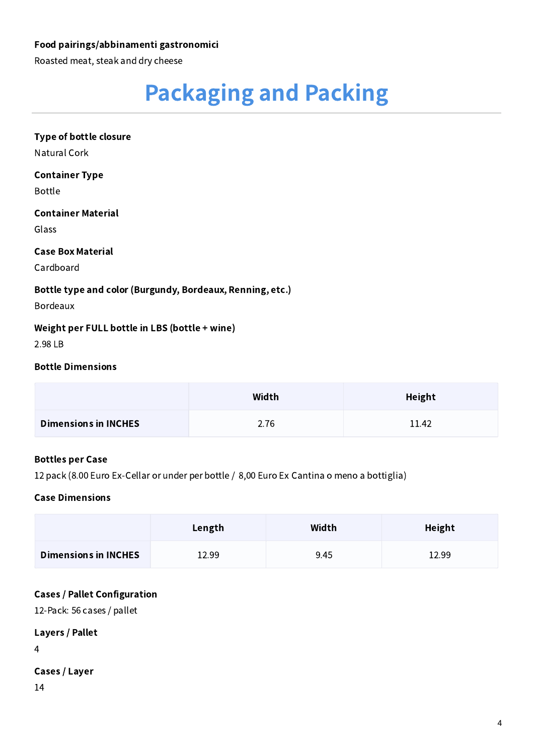**Food pairings/abbinamenti gastronomici**

Roasted meat, steak and dry cheese

# Packaging and Packing

**Type of bottle closure**

Natural Cork

**Container Type**

Bottle

**Container Material**

Glass

**Case Box Material**

Cardboard

**Bottle type and color (Burgundy, Bordeaux, Renning, etc.)**

Bordeaux

**Weight per FULL bottle in LBS (bottle + wine)**

2.98 LB

**Bottle Dimensions**

| | Width | Height |
|---|---|---|
| **Dimensions in INCHES** | 2.76 | 11.42 |

**Bottles per Case**

12 pack (8.00 Euro Ex-Cellar or under per bottle / 8,00 Euro Ex Cantina o meno a bottiglia)

**Case Dimensions**

| | Length | Width | Height |
|---|---|---|---|
| **Dimensions in INCHES** | 12.99 | 9.45 | 12.99 |

**Cases / Pallet Configuration**

12-Pack: 56 cases / pallet

**Layers / Pallet**

4

**Cases / Layer**

14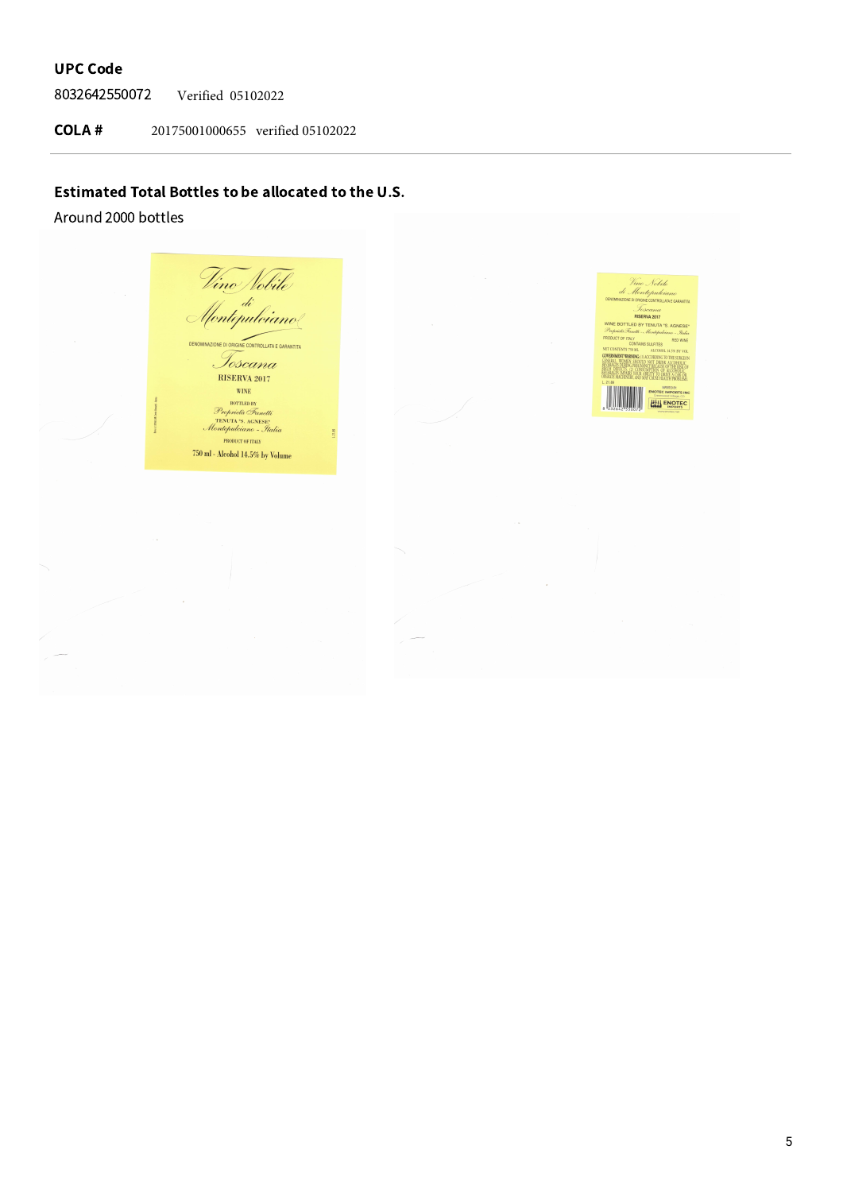## UPC Code

8032642550072 Verified 05102022

**COLA #** 20175001000655 verified 05102022

## Estimated Total Bottles to be allocated to the U.S.

Around 2000 bottles

Vino Nobile di Montepulciano

DENOMINAZIONE DI ORIGINE CONTROLLATA E GARANTITA

Toscana

RISERVA 2017

WINE

BOTTLED BY

Proprietà Fanetti

TENUTA "S. AGNESE"

Montepulciano - Italia

PRODUCT OF ITALY

750 ml - Alcohol 14.5% by Volume

Vino Nobile di Montepulciano

DENOMINAZIONE DI ORIGINE CONTROLLATA E GARANTITA

Toscana

RISERVA 2017

WINE BOTTLED BY TENUTA "S. AGNESE"

Proprietà Fanetti - Montepulciano - Italia

PRODUCT OF ITALY RED WINE

CONTAINS SULFITES

NET CONTENTS 750 ML ALCOHOL 14.5% BY VOL

GOVERNMENT WARNING: (1) ACCORDING TO THE SURGEON GENERAL, WOMEN SHOULD NOT DRINK ALCOHOLIC BEVERAGES DURING PREGNANCY BECAUSE OF THE RISK OF BIRTH DEFECTS. (2) CONSUMPTION OF ALCOHOLIC BEVERAGES IMPAIRS YOUR ABILITY TO DRIVE A CAR OR OPERATE MACHINERY, AND MAY CAUSE HEALTH PROBLEMS.

L. 21.88

IMPORTED BY

ENOTEC IMPORTS INC

ENOTEC IMPORTS

8 032642 550072